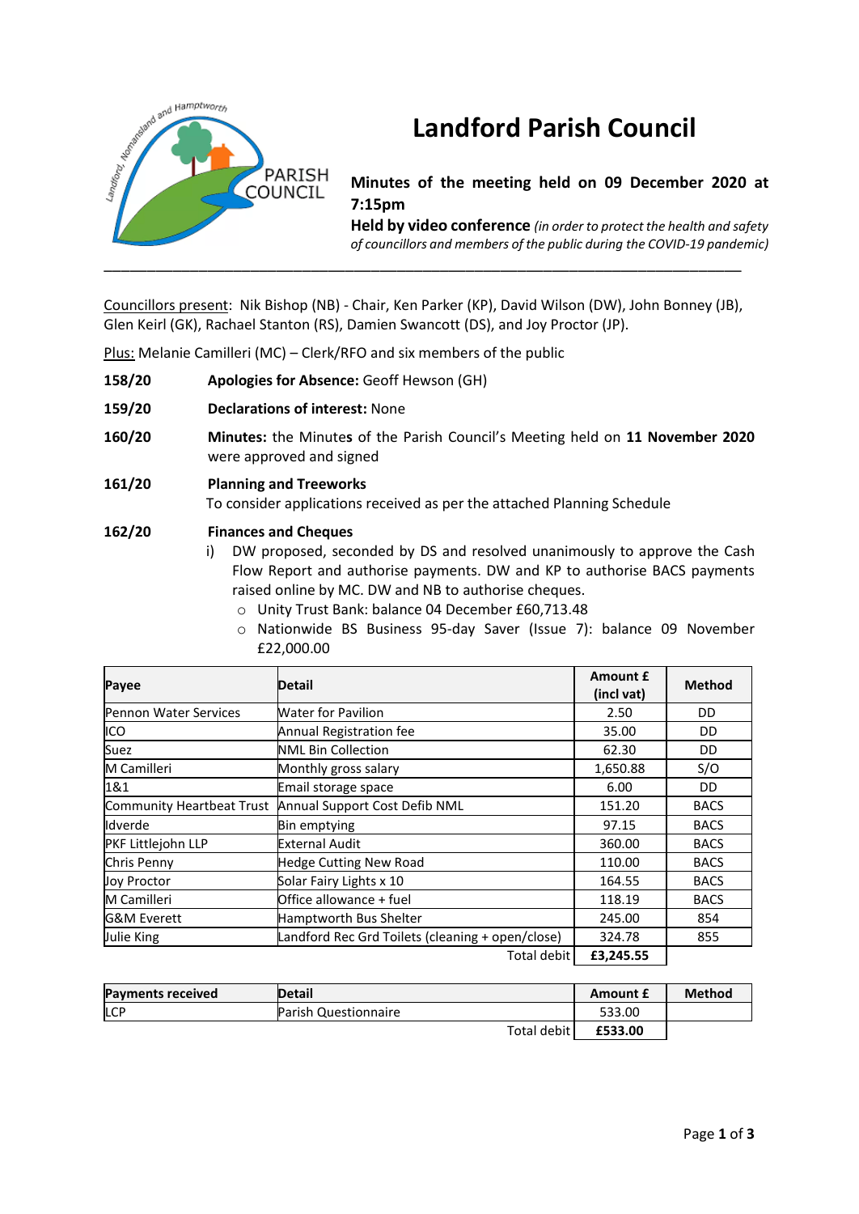# Landford Parish Council

**Minutes of the meeting held on 09 December 2020 at 7:15pm**

**Held by video conference** *(in order to protect the health and safety of councillors and members of the public during the COVID-19 pandemic)*

---

Councillors present: Nik Bishop (NB) - Chair, Ken Parker (KP), David Wilson (DW), John Bonney (JB), Glen Keirl (GK), Rachael Stanton (RS), Damien Swancott (DS), and Joy Proctor (JP).

Plus: Melanie Camilleri (MC) – Clerk/RFO and six members of the public

**158/20** **Apologies for Absence:** Geoff Hewson (GH)

**159/20** **Declarations of interest:** None

**160/20** **Minutes:** the Minutes of the Parish Council's Meeting held on **11 November 2020** were approved and signed

**161/20** **Planning and Treeworks**

To consider applications received as per the attached Planning Schedule

**162/20** **Finances and Cheques**

i) DW proposed, seconded by DS and resolved unanimously to approve the Cash Flow Report and authorise payments. DW and KP to authorise BACS payments raised online by MC. DW and NB to authorise cheques.
   - Unity Trust Bank: balance 04 December £60,713.48
   - Nationwide BS Business 95-day Saver (Issue 7): balance 09 November £22,000.00

| Payee | Detail | Amount £ (incl vat) | Method |
|---|---|---|---|
| Pennon Water Services | Water for Pavilion | 2.50 | DD |
| ICO | Annual Registration fee | 35.00 | DD |
| Suez | NML Bin Collection | 62.30 | DD |
| M Camilleri | Monthly gross salary | 1,650.88 | S/O |
| 1&1 | Email storage space | 6.00 | DD |
| Community Heartbeat Trust | Annual Support Cost Defib NML | 151.20 | BACS |
| Idverde | Bin emptying | 97.15 | BACS |
| PKF Littlejohn LLP | External Audit | 360.00 | BACS |
| Chris Penny | Hedge Cutting New Road | 110.00 | BACS |
| Joy Proctor | Solar Fairy Lights x 10 | 164.55 | BACS |
| M Camilleri | Office allowance + fuel | 118.19 | BACS |
| G&M Everett | Hamptworth Bus Shelter | 245.00 | 854 |
| Julie King | Landford Rec Grd Toilets (cleaning + open/close) | 324.78 | 855 |
| | Total debit | **£3,245.55** | |

| Payments received | Detail | Amount £ | Method |
|---|---|---|---|
| LCP | Parish Questionnaire | 533.00 | |
| | Total debit | **£533.00** | |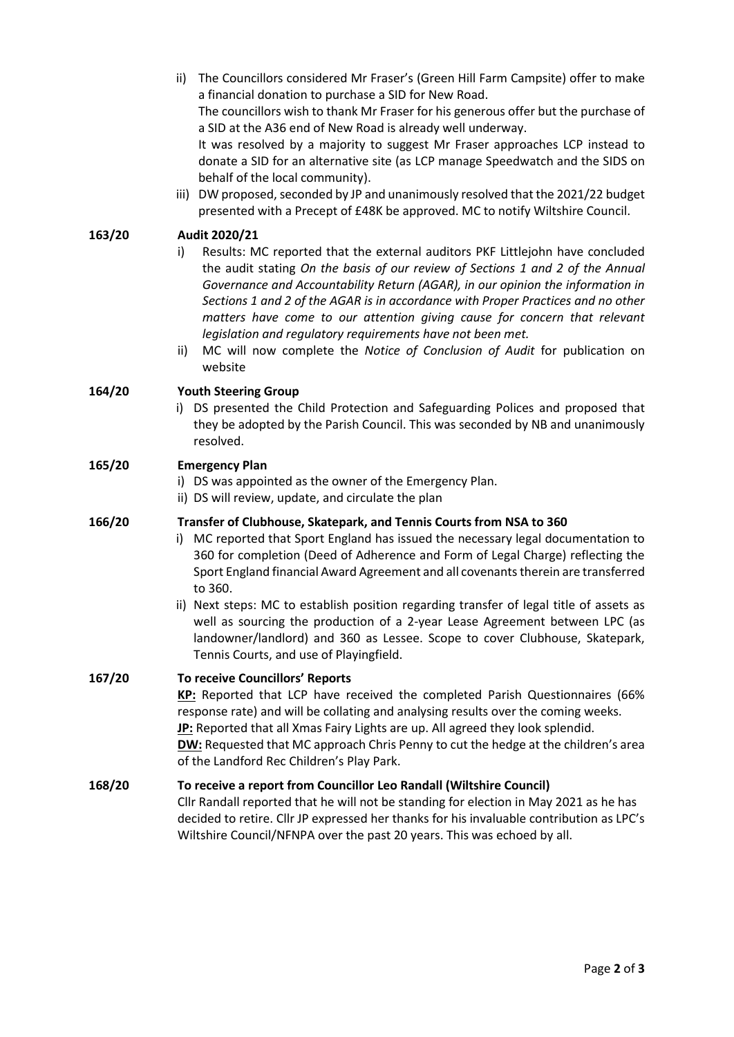ii) The Councillors considered Mr Fraser's (Green Hill Farm Campsite) offer to make a financial donation to purchase a SID for New Road.
The councillors wish to thank Mr Fraser for his generous offer but the purchase of a SID at the A36 end of New Road is already well underway.
It was resolved by a majority to suggest Mr Fraser approaches LCP instead to donate a SID for an alternative site (as LCP manage Speedwatch and the SIDS on behalf of the local community).

iii) DW proposed, seconded by JP and unanimously resolved that the 2021/22 budget presented with a Precept of £48K be approved. MC to notify Wiltshire Council.

**163/20 Audit 2020/21**

i) Results: MC reported that the external auditors PKF Littlejohn have concluded the audit stating *On the basis of our review of Sections 1 and 2 of the Annual Governance and Accountability Return (AGAR), in our opinion the information in Sections 1 and 2 of the AGAR is in accordance with Proper Practices and no other matters have come to our attention giving cause for concern that relevant legislation and regulatory requirements have not been met.*

ii) MC will now complete the *Notice of Conclusion of Audit* for publication on website

**164/20 Youth Steering Group**

i) DS presented the Child Protection and Safeguarding Polices and proposed that they be adopted by the Parish Council. This was seconded by NB and unanimously resolved.

**165/20 Emergency Plan**

i) DS was appointed as the owner of the Emergency Plan.

ii) DS will review, update, and circulate the plan

**166/20 Transfer of Clubhouse, Skatepark, and Tennis Courts from NSA to 360**

i) MC reported that Sport England has issued the necessary legal documentation to 360 for completion (Deed of Adherence and Form of Legal Charge) reflecting the Sport England financial Award Agreement and all covenants therein are transferred to 360.

ii) Next steps: MC to establish position regarding transfer of legal title of assets as well as sourcing the production of a 2-year Lease Agreement between LPC (as landowner/landlord) and 360 as Lessee. Scope to cover Clubhouse, Skatepark, Tennis Courts, and use of Playingfield.

**167/20 To receive Councillors' Reports**

**KP:** Reported that LCP have received the completed Parish Questionnaires (66% response rate) and will be collating and analysing results over the coming weeks.
**JP:** Reported that all Xmas Fairy Lights are up. All agreed they look splendid.
**DW:** Requested that MC approach Chris Penny to cut the hedge at the children's area of the Landford Rec Children's Play Park.

**168/20 To receive a report from Councillor Leo Randall (Wiltshire Council)**

Cllr Randall reported that he will not be standing for election in May 2021 as he has decided to retire. Cllr JP expressed her thanks for his invaluable contribution as LPC's Wiltshire Council/NFNPA over the past 20 years. This was echoed by all.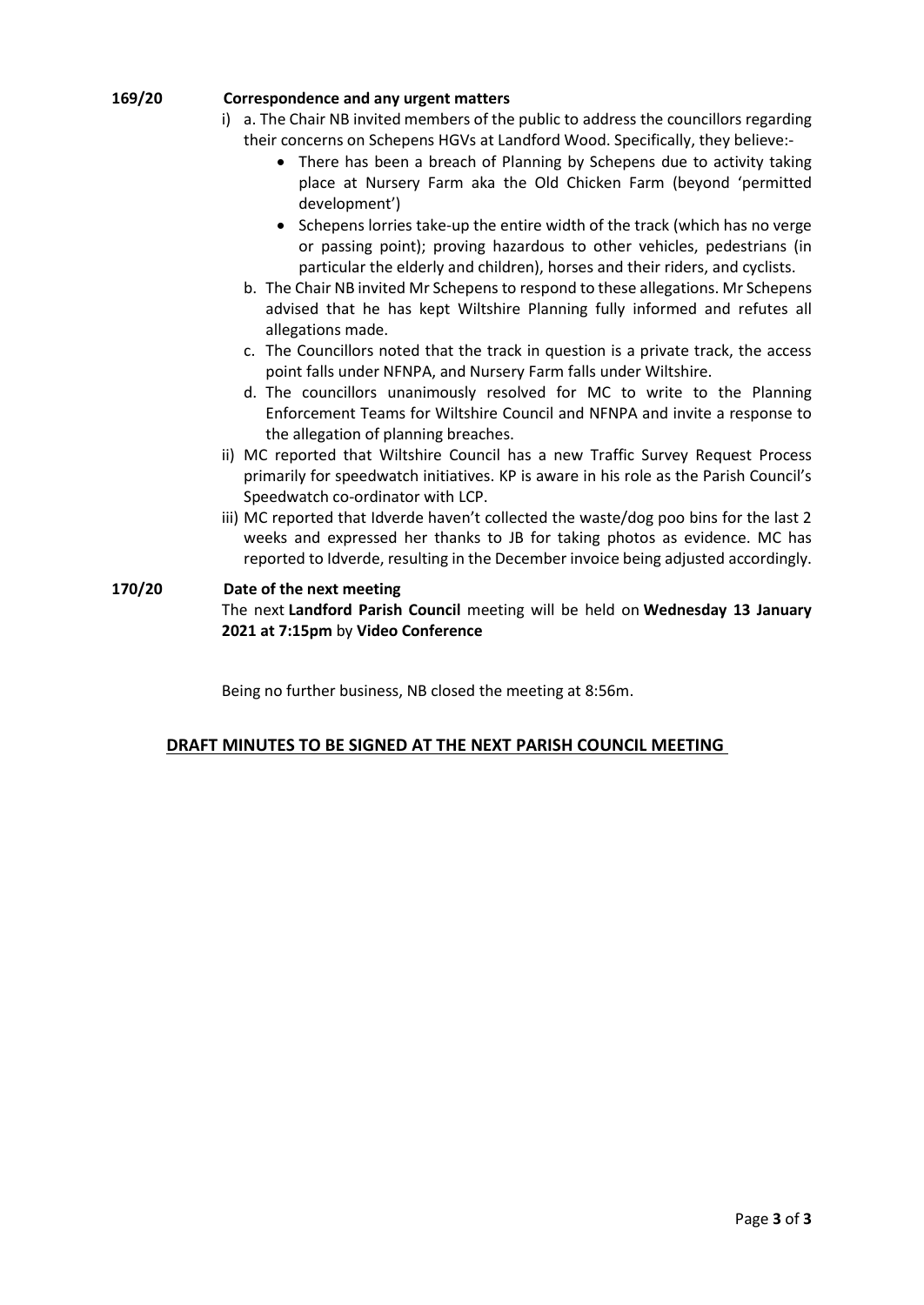**169/20 Correspondence and any urgent matters**

i) a. The Chair NB invited members of the public to address the councillors regarding their concerns on Schepens HGVs at Landford Wood. Specifically, they believe:-

- There has been a breach of Planning by Schepens due to activity taking place at Nursery Farm aka the Old Chicken Farm (beyond 'permitted development')
- Schepens lorries take-up the entire width of the track (which has no verge or passing point); proving hazardous to other vehicles, pedestrians (in particular the elderly and children), horses and their riders, and cyclists.

b. The Chair NB invited Mr Schepens to respond to these allegations. Mr Schepens advised that he has kept Wiltshire Planning fully informed and refutes all allegations made.

c. The Councillors noted that the track in question is a private track, the access point falls under NFNPA, and Nursery Farm falls under Wiltshire.

d. The councillors unanimously resolved for MC to write to the Planning Enforcement Teams for Wiltshire Council and NFNPA and invite a response to the allegation of planning breaches.

ii) MC reported that Wiltshire Council has a new Traffic Survey Request Process primarily for speedwatch initiatives. KP is aware in his role as the Parish Council's Speedwatch co-ordinator with LCP.

iii) MC reported that Idverde haven't collected the waste/dog poo bins for the last 2 weeks and expressed her thanks to JB for taking photos as evidence. MC has reported to Idverde, resulting in the December invoice being adjusted accordingly.

**170/20 Date of the next meeting**

The next **Landford Parish Council** meeting will be held on **Wednesday 13 January 2021 at 7:15pm** by **Video Conference**

Being no further business, NB closed the meeting at 8:56m.

**DRAFT MINUTES TO BE SIGNED AT THE NEXT PARISH COUNCIL MEETING**